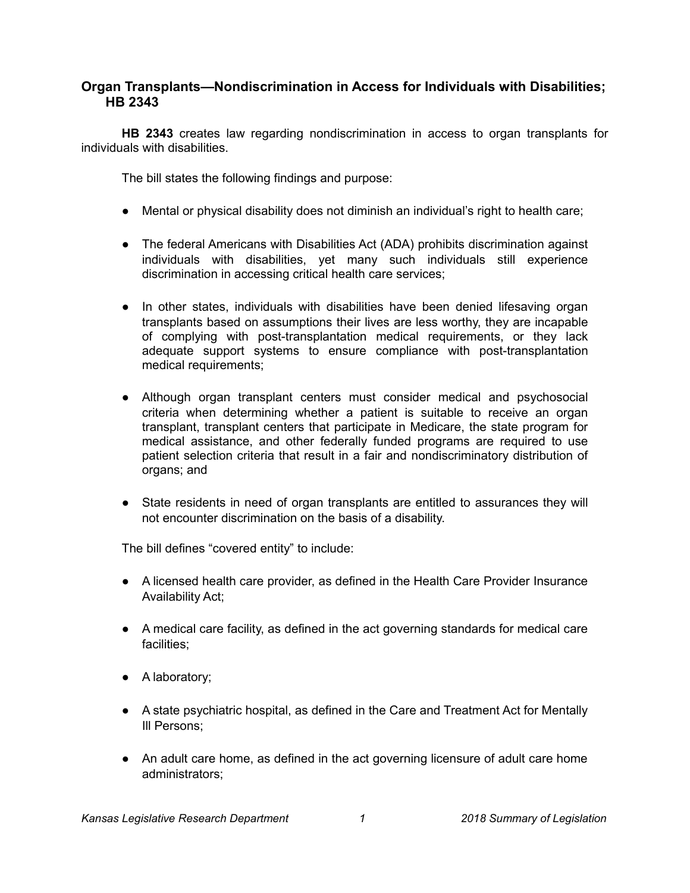## Organ Transplants—Nondiscrimination in Access for Individuals with Disabilities; HB 2343

**HB 2343** creates law regarding nondiscrimination in access to organ transplants for individuals with disabilities.

The bill states the following findings and purpose:

- Mental or physical disability does not diminish an individual's right to health care;
- The federal Americans with Disabilities Act (ADA) prohibits discrimination against individuals with disabilities, yet many such individuals still experience discrimination in accessing critical health care services;
- In other states, individuals with disabilities have been denied lifesaving organ transplants based on assumptions their lives are less worthy, they are incapable of complying with post-transplantation medical requirements, or they lack adequate support systems to ensure compliance with post-transplantation medical requirements;
- Although organ transplant centers must consider medical and psychosocial criteria when determining whether a patient is suitable to receive an organ transplant, transplant centers that participate in Medicare, the state program for medical assistance, and other federally funded programs are required to use patient selection criteria that result in a fair and nondiscriminatory distribution of organs; and
- State residents in need of organ transplants are entitled to assurances they will not encounter discrimination on the basis of a disability.

The bill defines "covered entity" to include:

- A licensed health care provider, as defined in the Health Care Provider Insurance Availability Act;
- A medical care facility, as defined in the act governing standards for medical care facilities;
- A laboratory;
- A state psychiatric hospital, as defined in the Care and Treatment Act for Mentally Ill Persons;
- An adult care home, as defined in the act governing licensure of adult care home administrators;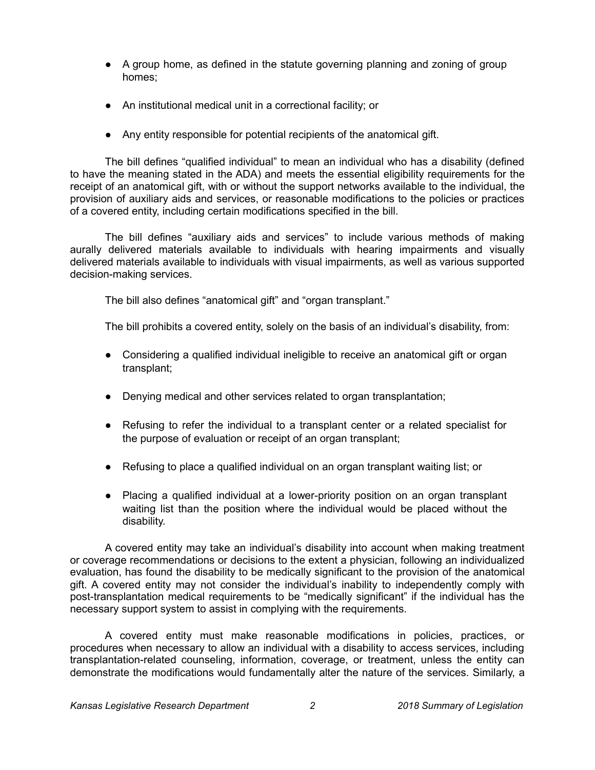- A group home, as defined in the statute governing planning and zoning of group homes;
- An institutional medical unit in a correctional facility; or
- Any entity responsible for potential recipients of the anatomical gift.

The bill defines "qualified individual" to mean an individual who has a disability (defined to have the meaning stated in the ADA) and meets the essential eligibility requirements for the receipt of an anatomical gift, with or without the support networks available to the individual, the provision of auxiliary aids and services, or reasonable modifications to the policies or practices of a covered entity, including certain modifications specified in the bill.

The bill defines "auxiliary aids and services" to include various methods of making aurally delivered materials available to individuals with hearing impairments and visually delivered materials available to individuals with visual impairments, as well as various supported decision-making services.

The bill also defines "anatomical gift" and "organ transplant."

The bill prohibits a covered entity, solely on the basis of an individual's disability, from:

- Considering a qualified individual ineligible to receive an anatomical gift or organ transplant;
- Denying medical and other services related to organ transplantation;
- Refusing to refer the individual to a transplant center or a related specialist for the purpose of evaluation or receipt of an organ transplant;
- Refusing to place a qualified individual on an organ transplant waiting list; or
- Placing a qualified individual at a lower-priority position on an organ transplant waiting list than the position where the individual would be placed without the disability.

A covered entity may take an individual's disability into account when making treatment or coverage recommendations or decisions to the extent a physician, following an individualized evaluation, has found the disability to be medically significant to the provision of the anatomical gift. A covered entity may not consider the individual's inability to independently comply with post-transplantation medical requirements to be "medically significant" if the individual has the necessary support system to assist in complying with the requirements.

A covered entity must make reasonable modifications in policies, practices, or procedures when necessary to allow an individual with a disability to access services, including transplantation-related counseling, information, coverage, or treatment, unless the entity can demonstrate the modifications would fundamentally alter the nature of the services. Similarly, a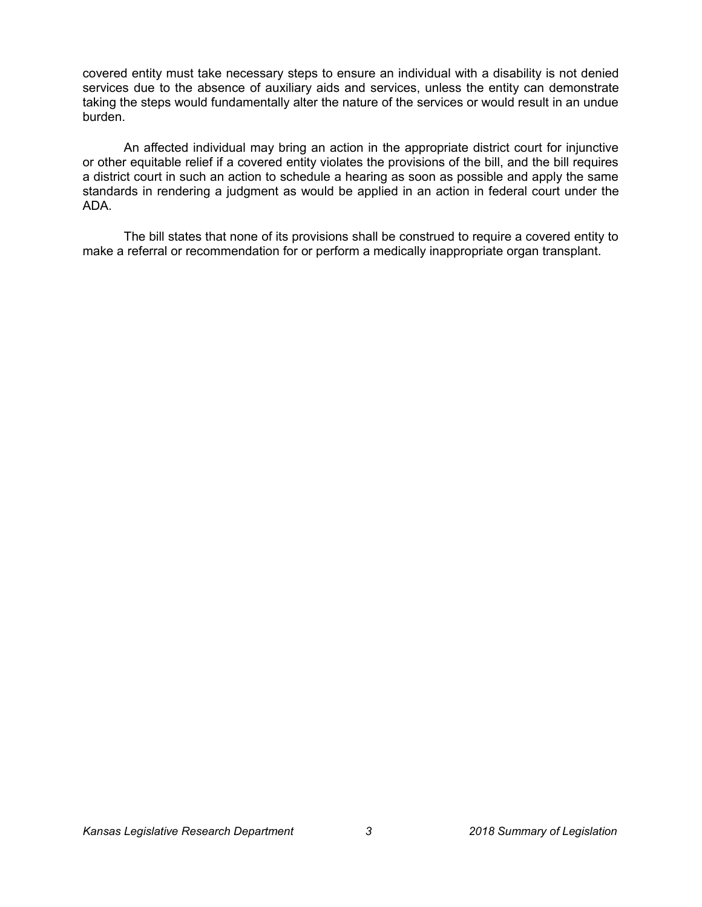covered entity must take necessary steps to ensure an individual with a disability is not denied services due to the absence of auxiliary aids and services, unless the entity can demonstrate taking the steps would fundamentally alter the nature of the services or would result in an undue burden.

An affected individual may bring an action in the appropriate district court for injunctive or other equitable relief if a covered entity violates the provisions of the bill, and the bill requires a district court in such an action to schedule a hearing as soon as possible and apply the same standards in rendering a judgment as would be applied in an action in federal court under the ADA.

The bill states that none of its provisions shall be construed to require a covered entity to make a referral or recommendation for or perform a medically inappropriate organ transplant.